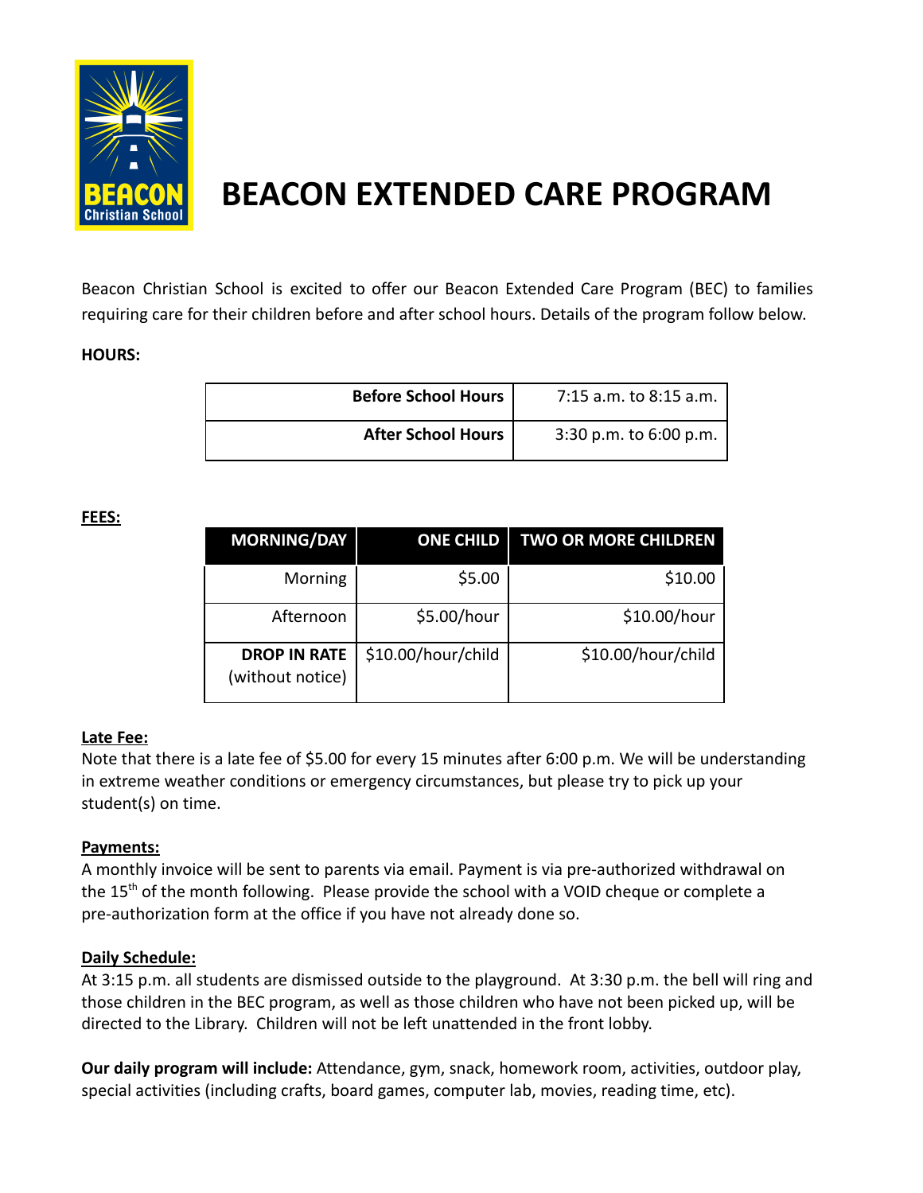# BEACON EXTENDED CARE PROGRAM

Beacon Christian School is excited to offer our Beacon Extended Care Program (BEC) to families requiring care for their children before and after school hours. Details of the program follow below.

**HOURS:**

| | |
|---|---|
| **Before School Hours** | 7:15 a.m. to 8:15 a.m. |
| **After School Hours** | 3:30 p.m. to 6:00 p.m. |

**FEES:**

| MORNING/DAY | ONE CHILD | TWO OR MORE CHILDREN |
|---|---|---|
| Morning | $5.00 | $10.00 |
| Afternoon | $5.00/hour | $10.00/hour |
| **DROP IN RATE** (without notice) | $10.00/hour/child | $10.00/hour/child |

**Late Fee:**
Note that there is a late fee of $5.00 for every 15 minutes after 6:00 p.m. We will be understanding in extreme weather conditions or emergency circumstances, but please try to pick up your student(s) on time.

**Payments:**
A monthly invoice will be sent to parents via email. Payment is via pre-authorized withdrawal on the 15th of the month following. Please provide the school with a VOID cheque or complete a pre-authorization form at the office if you have not already done so.

**Daily Schedule:**
At 3:15 p.m. all students are dismissed outside to the playground. At 3:30 p.m. the bell will ring and those children in the BEC program, as well as those children who have not been picked up, will be directed to the Library. Children will not be left unattended in the front lobby.

**Our daily program will include:** Attendance, gym, snack, homework room, activities, outdoor play, special activities (including crafts, board games, computer lab, movies, reading time, etc).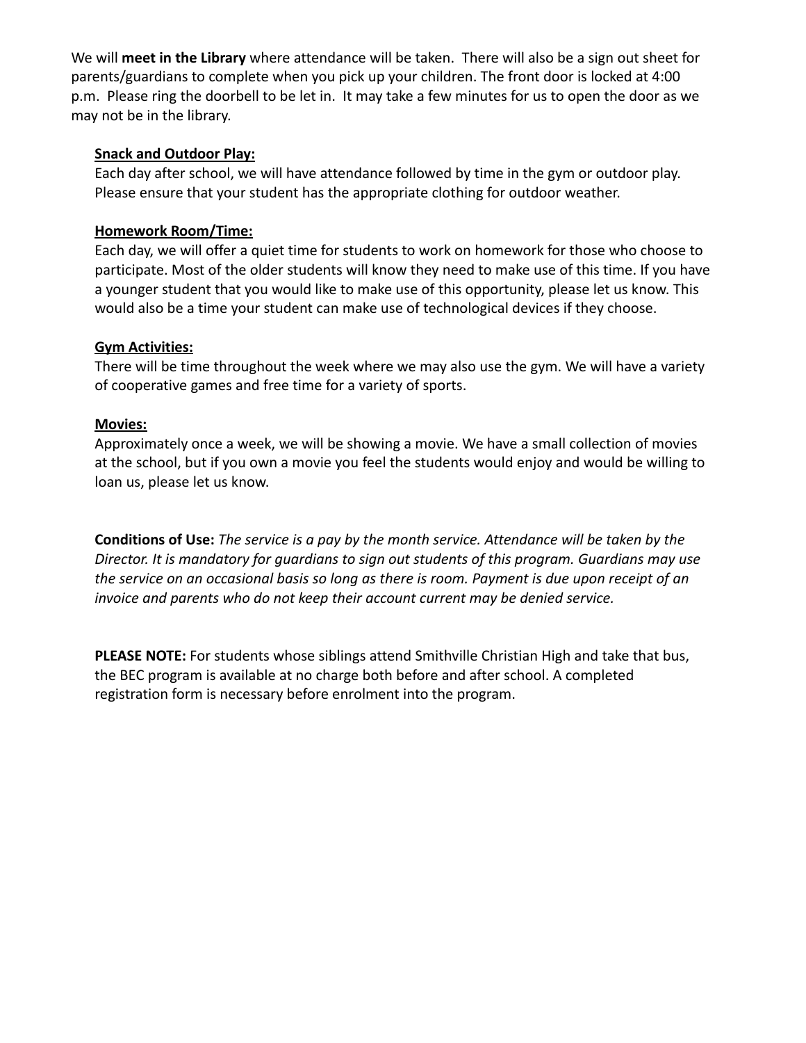We will **meet in the Library** where attendance will be taken. There will also be a sign out sheet for parents/guardians to complete when you pick up your children. The front door is locked at 4:00 p.m. Please ring the doorbell to be let in. It may take a few minutes for us to open the door as we may not be in the library.

**Snack and Outdoor Play:**
Each day after school, we will have attendance followed by time in the gym or outdoor play. Please ensure that your student has the appropriate clothing for outdoor weather.

**Homework Room/Time:**
Each day, we will offer a quiet time for students to work on homework for those who choose to participate. Most of the older students will know they need to make use of this time. If you have a younger student that you would like to make use of this opportunity, please let us know. This would also be a time your student can make use of technological devices if they choose.

**Gym Activities:**
There will be time throughout the week where we may also use the gym. We will have a variety of cooperative games and free time for a variety of sports.

**Movies:**
Approximately once a week, we will be showing a movie. We have a small collection of movies at the school, but if you own a movie you feel the students would enjoy and would be willing to loan us, please let us know.

**Conditions of Use:** *The service is a pay by the month service. Attendance will be taken by the Director. It is mandatory for guardians to sign out students of this program. Guardians may use the service on an occasional basis so long as there is room. Payment is due upon receipt of an invoice and parents who do not keep their account current may be denied service.*

**PLEASE NOTE:** For students whose siblings attend Smithville Christian High and take that bus, the BEC program is available at no charge both before and after school. A completed registration form is necessary before enrolment into the program.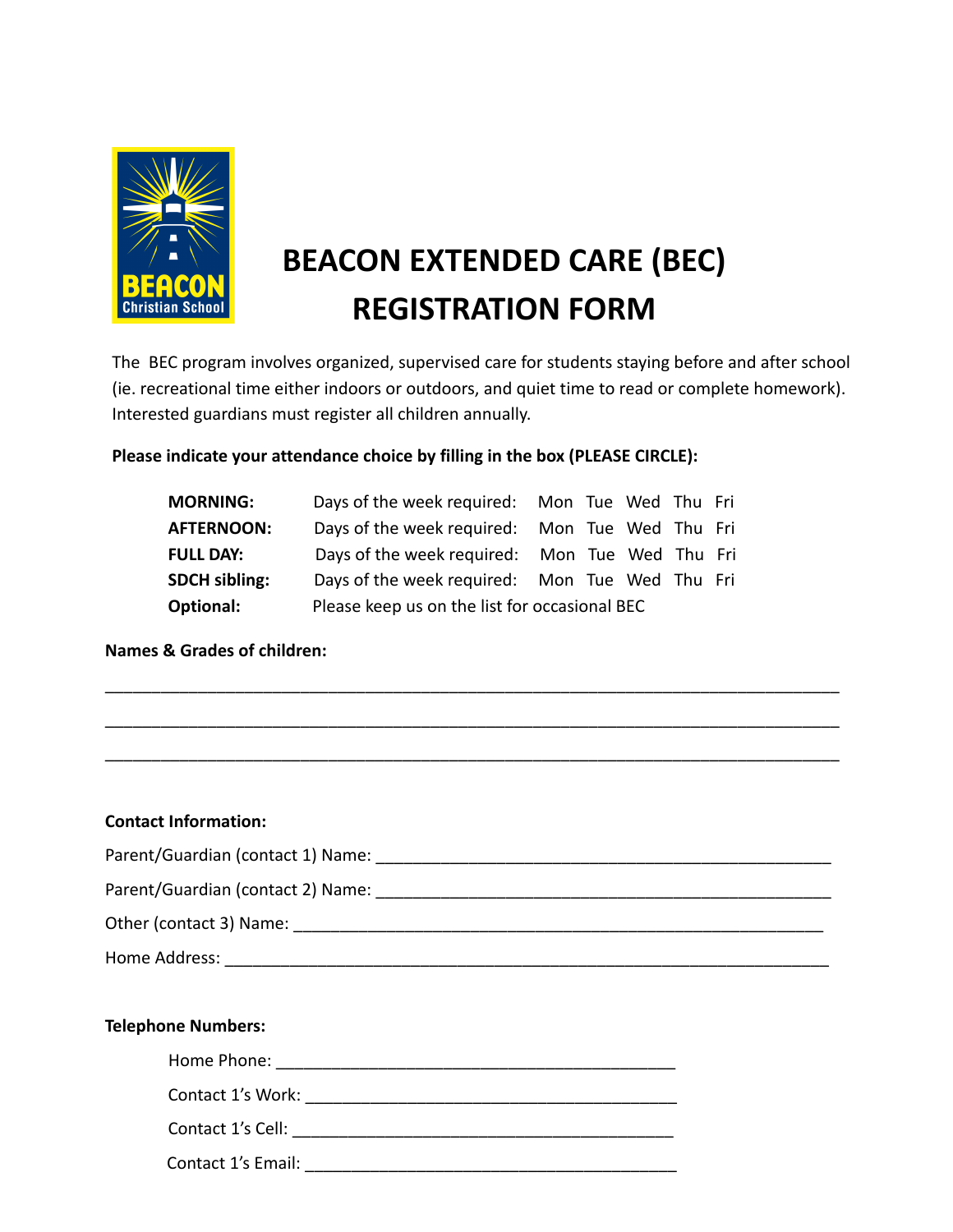# BEACON EXTENDED CARE (BEC) REGISTRATION FORM

The BEC program involves organized, supervised care for students staying before and after school (ie. recreational time either indoors or outdoors, and quiet time to read or complete homework). Interested guardians must register all children annually.

**Please indicate your attendance choice by filling in the box (PLEASE CIRCLE):**

| | | |
|---|---|---|
| **MORNING:** | Days of the week required: | Mon Tue Wed Thu Fri |
| **AFTERNOON:** | Days of the week required: | Mon Tue Wed Thu Fri |
| **FULL DAY:** | Days of the week required: | Mon Tue Wed Thu Fri |
| **SDCH sibling:** | Days of the week required: | Mon Tue Wed Thu Fri |
| **Optional:** | Please keep us on the list for occasional BEC | |

**Names & Grades of children:**

___________________________________________________________________________

___________________________________________________________________________

___________________________________________________________________________

**Contact Information:**

Parent/Guardian (contact 1) Name: ______________________________________________

Parent/Guardian (contact 2) Name: ______________________________________________

Other (contact 3) Name: ______________________________________________________

Home Address: _____________________________________________________________

**Telephone Numbers:**

Home Phone: ________________________________________

Contact 1's Work: ____________________________________

Contact 1's Cell: _____________________________________

Contact 1's Email: ____________________________________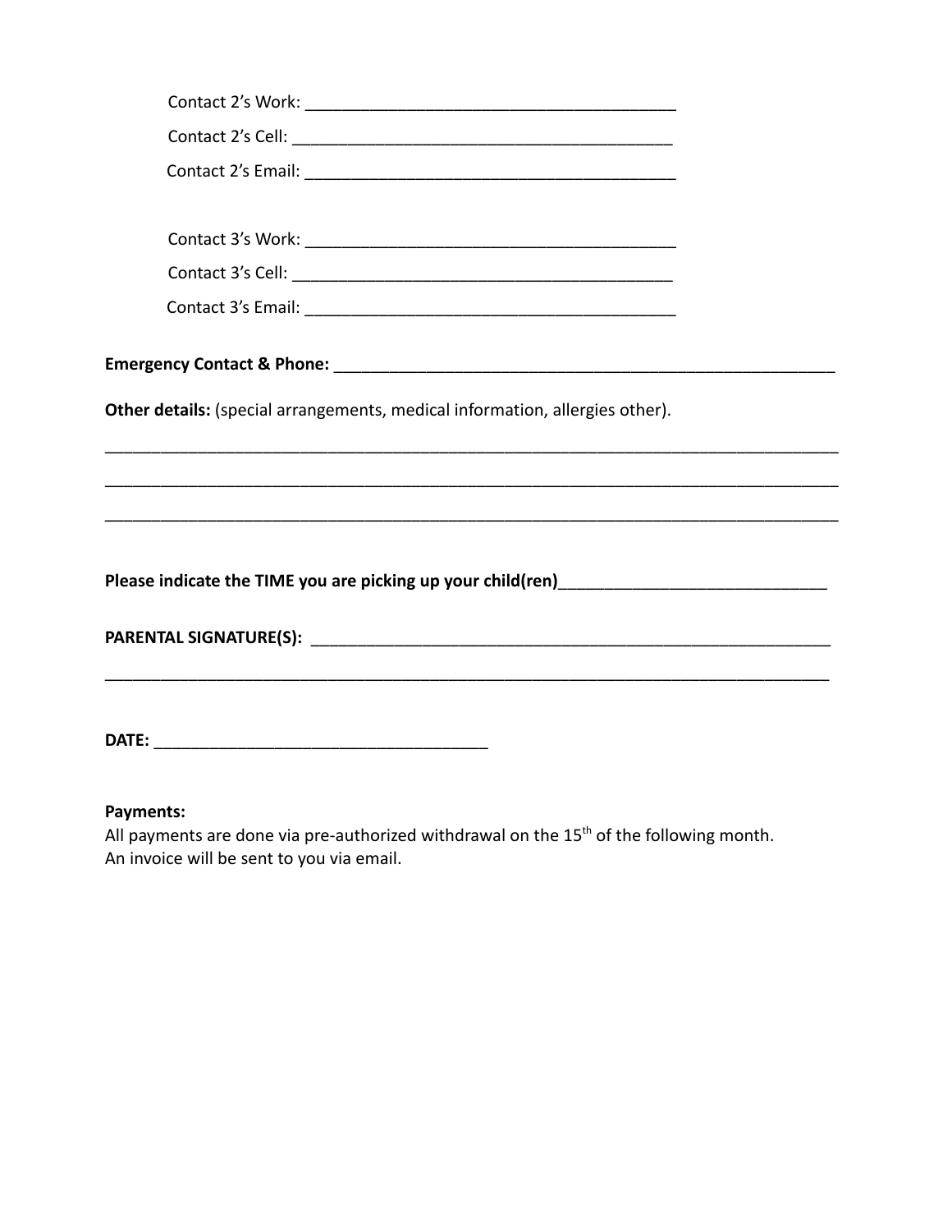Contact 2's Work: ________________________________________

Contact 2's Cell: _________________________________________

Contact 2's Email: ________________________________________

Contact 3's Work: ________________________________________

Contact 3's Cell: _________________________________________

Contact 3's Email: ________________________________________

**Emergency Contact & Phone:** ________________________________________________________

**Other details:** (special arrangements, medical information, allergies other).

_________________________________________________________________________________

_________________________________________________________________________________

_________________________________________________________________________________

**Please indicate the TIME you are picking up your child(ren)**_____________________________

**PARENTAL SIGNATURE(S):** ___________________________________________________________

________________________________________________________________________________

**DATE:** ____________________________________

**Payments:**
All payments are done via pre-authorized withdrawal on the 15th of the following month.
An invoice will be sent to you via email.